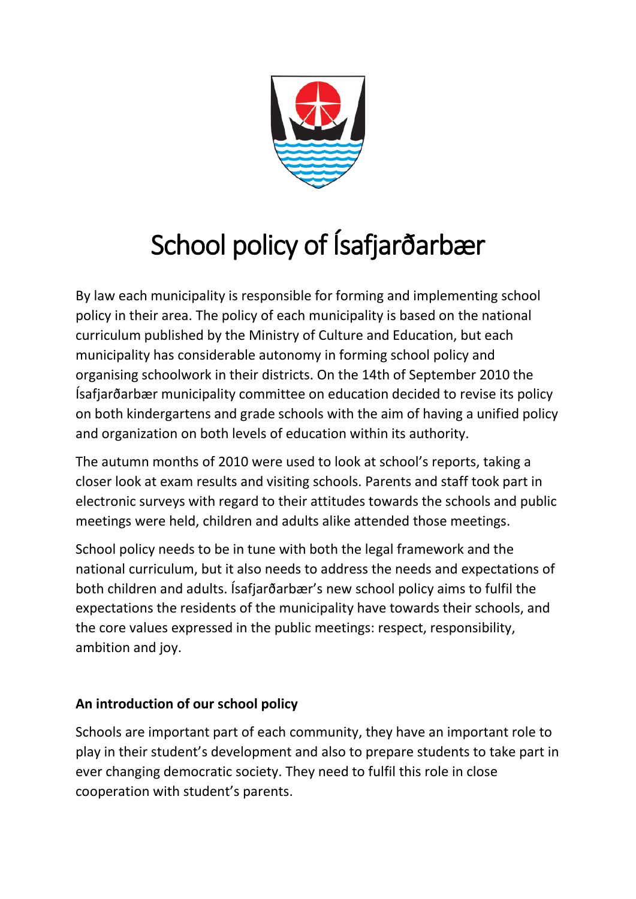# School policy of Ísafjarðarbær

By law each municipality is responsible for forming and implementing school policy in their area. The policy of each municipality is based on the national curriculum published by the Ministry of Culture and Education, but each municipality has considerable autonomy in forming school policy and organising schoolwork in their districts. On the 14th of September 2010 the Ísafjarðarbær municipality committee on education decided to revise its policy on both kindergartens and grade schools with the aim of having a unified policy and organization on both levels of education within its authority.

The autumn months of 2010 were used to look at school's reports, taking a closer look at exam results and visiting schools. Parents and staff took part in electronic surveys with regard to their attitudes towards the schools and public meetings were held, children and adults alike attended those meetings.

School policy needs to be in tune with both the legal framework and the national curriculum, but it also needs to address the needs and expectations of both children and adults. Ísafjarðarbær's new school policy aims to fulfil the expectations the residents of the municipality have towards their schools, and the core values expressed in the public meetings: respect, responsibility, ambition and joy.

**An introduction of our school policy**

Schools are important part of each community, they have an important role to play in their student's development and also to prepare students to take part in ever changing democratic society. They need to fulfil this role in close cooperation with student's parents.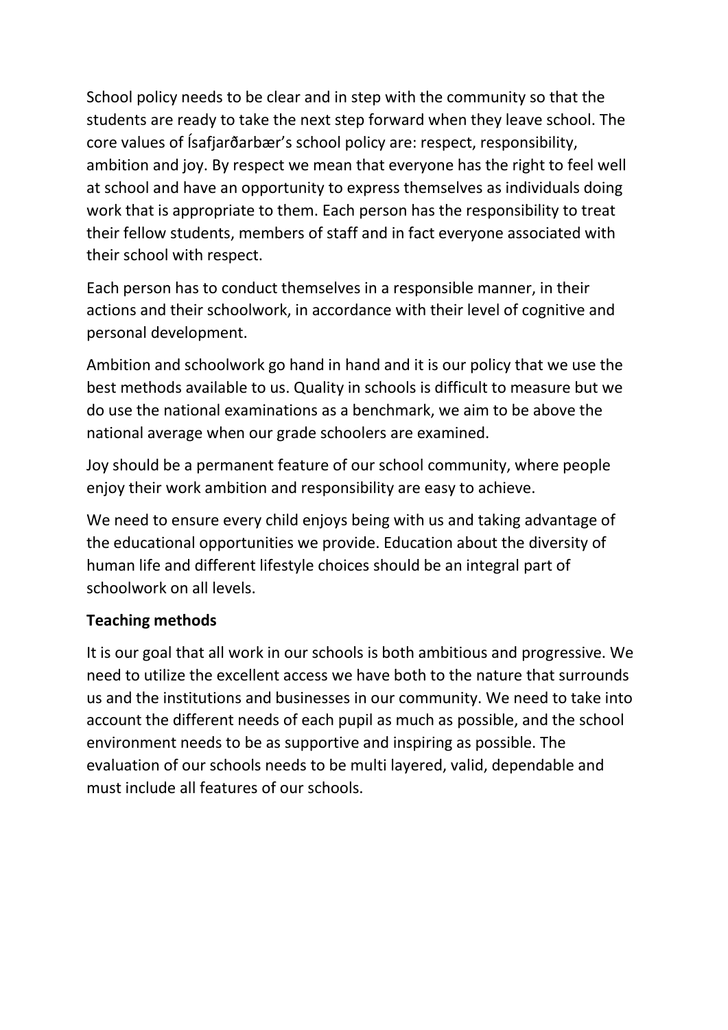School policy needs to be clear and in step with the community so that the students are ready to take the next step forward when they leave school. The core values of Ísafjarðarbær's school policy are: respect, responsibility, ambition and joy. By respect we mean that everyone has the right to feel well at school and have an opportunity to express themselves as individuals doing work that is appropriate to them. Each person has the responsibility to treat their fellow students, members of staff and in fact everyone associated with their school with respect.

Each person has to conduct themselves in a responsible manner, in their actions and their schoolwork, in accordance with their level of cognitive and personal development.

Ambition and schoolwork go hand in hand and it is our policy that we use the best methods available to us. Quality in schools is difficult to measure but we do use the national examinations as a benchmark, we aim to be above the national average when our grade schoolers are examined.

Joy should be a permanent feature of our school community, where people enjoy their work ambition and responsibility are easy to achieve.

We need to ensure every child enjoys being with us and taking advantage of the educational opportunities we provide. Education about the diversity of human life and different lifestyle choices should be an integral part of schoolwork on all levels.

**Teaching methods**

It is our goal that all work in our schools is both ambitious and progressive. We need to utilize the excellent access we have both to the nature that surrounds us and the institutions and businesses in our community. We need to take into account the different needs of each pupil as much as possible, and the school environment needs to be as supportive and inspiring as possible. The evaluation of our schools needs to be multi layered, valid, dependable and must include all features of our schools.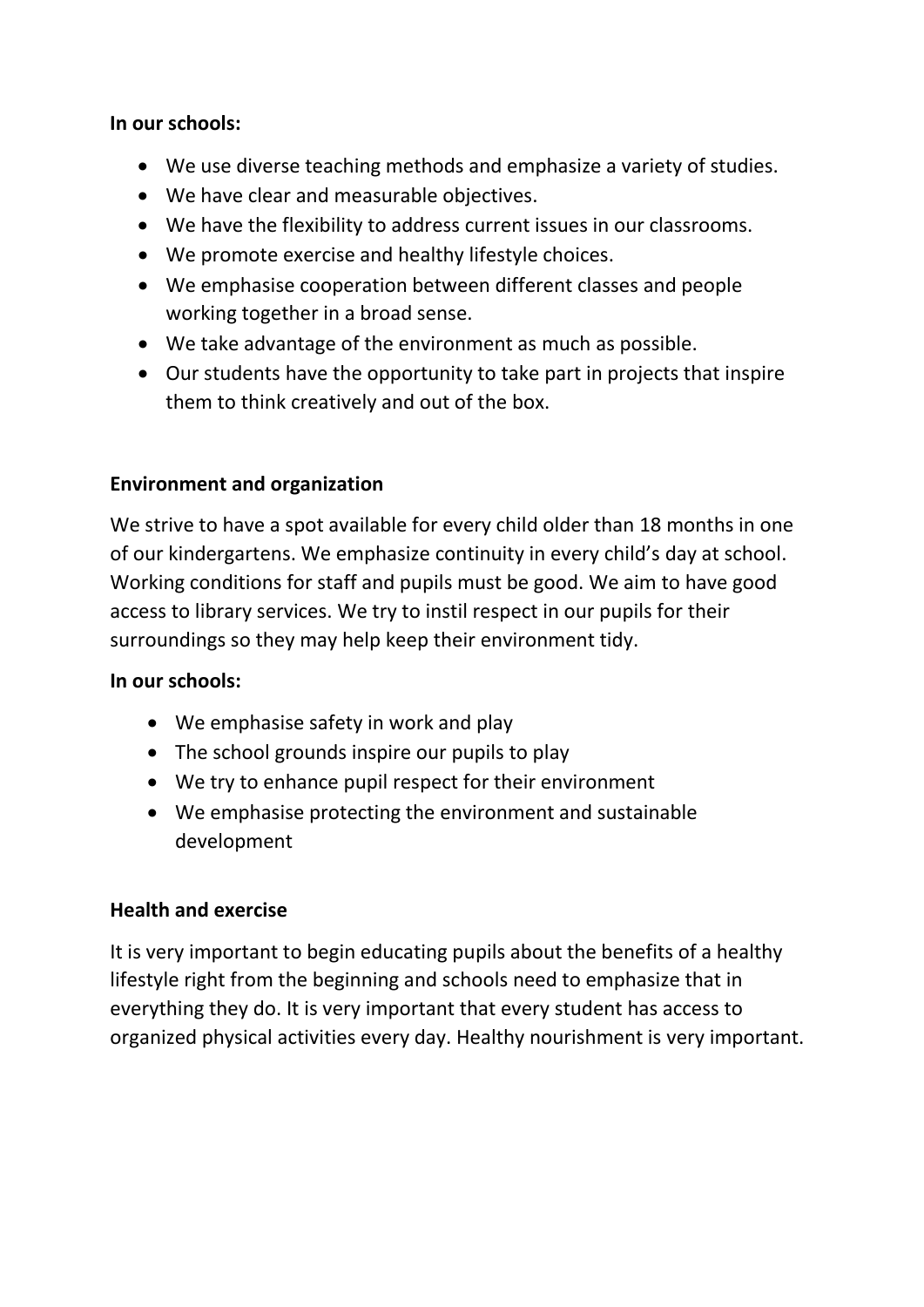**In our schools:**

- We use diverse teaching methods and emphasize a variety of studies.
- We have clear and measurable objectives.
- We have the flexibility to address current issues in our classrooms.
- We promote exercise and healthy lifestyle choices.
- We emphasise cooperation between different classes and people working together in a broad sense.
- We take advantage of the environment as much as possible.
- Our students have the opportunity to take part in projects that inspire them to think creatively and out of the box.

**Environment and organization**

We strive to have a spot available for every child older than 18 months in one of our kindergartens. We emphasize continuity in every child's day at school. Working conditions for staff and pupils must be good. We aim to have good access to library services. We try to instil respect in our pupils for their surroundings so they may help keep their environment tidy.

**In our schools:**

- We emphasise safety in work and play
- The school grounds inspire our pupils to play
- We try to enhance pupil respect for their environment
- We emphasise protecting the environment and sustainable development

**Health and exercise**

It is very important to begin educating pupils about the benefits of a healthy lifestyle right from the beginning and schools need to emphasize that in everything they do. It is very important that every student has access to organized physical activities every day. Healthy nourishment is very important.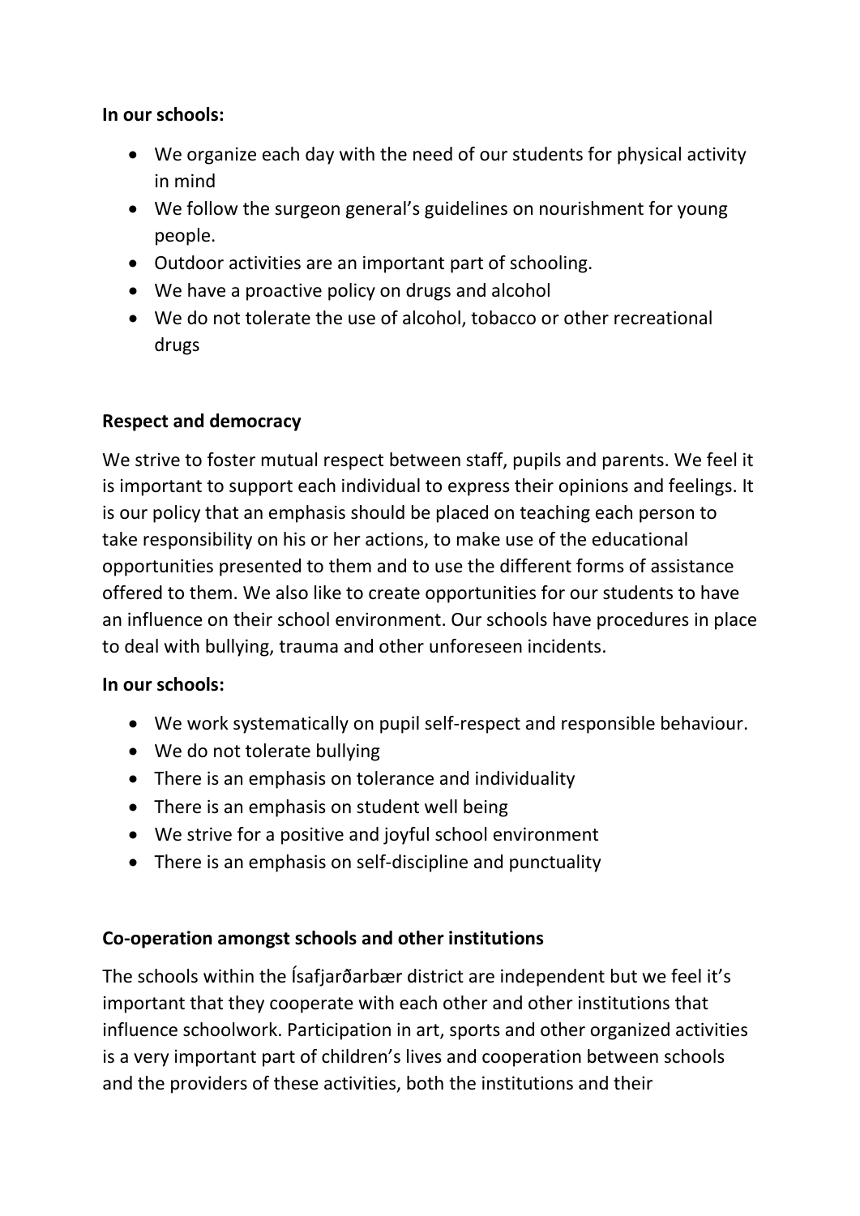**In our schools:**

- We organize each day with the need of our students for physical activity in mind
- We follow the surgeon general's guidelines on nourishment for young people.
- Outdoor activities are an important part of schooling.
- We have a proactive policy on drugs and alcohol
- We do not tolerate the use of alcohol, tobacco or other recreational drugs

**Respect and democracy**

We strive to foster mutual respect between staff, pupils and parents. We feel it is important to support each individual to express their opinions and feelings. It is our policy that an emphasis should be placed on teaching each person to take responsibility on his or her actions, to make use of the educational opportunities presented to them and to use the different forms of assistance offered to them. We also like to create opportunities for our students to have an influence on their school environment. Our schools have procedures in place to deal with bullying, trauma and other unforeseen incidents.

**In our schools:**

- We work systematically on pupil self-respect and responsible behaviour.
- We do not tolerate bullying
- There is an emphasis on tolerance and individuality
- There is an emphasis on student well being
- We strive for a positive and joyful school environment
- There is an emphasis on self-discipline and punctuality

**Co-operation amongst schools and other institutions**

The schools within the Ísafjarðarbær district are independent but we feel it's important that they cooperate with each other and other institutions that influence schoolwork. Participation in art, sports and other organized activities is a very important part of children's lives and cooperation between schools and the providers of these activities, both the institutions and their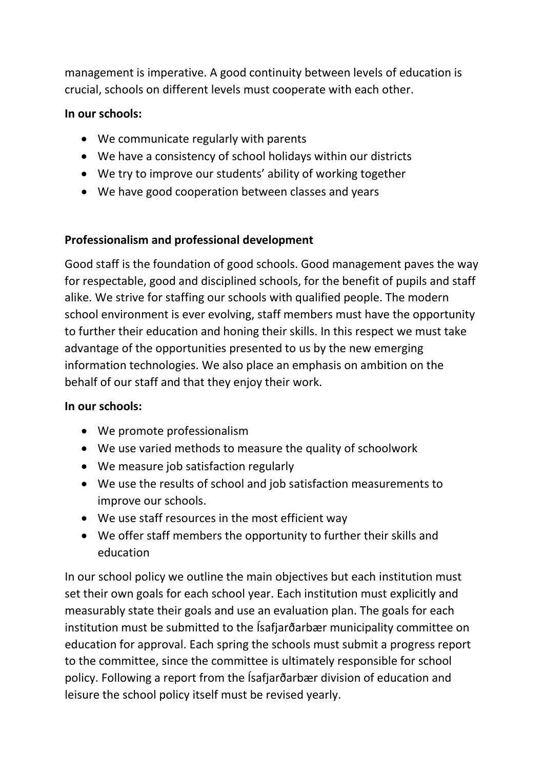management is imperative. A good continuity between levels of education is crucial, schools on different levels must cooperate with each other.

**In our schools:**

- We communicate regularly with parents
- We have a consistency of school holidays within our districts
- We try to improve our students' ability of working together
- We have good cooperation between classes and years

**Professionalism and professional development**

Good staff is the foundation of good schools. Good management paves the way for respectable, good and disciplined schools, for the benefit of pupils and staff alike. We strive for staffing our schools with qualified people. The modern school environment is ever evolving, staff members must have the opportunity to further their education and honing their skills. In this respect we must take advantage of the opportunities presented to us by the new emerging information technologies. We also place an emphasis on ambition on the behalf of our staff and that they enjoy their work.

**In our schools:**

- We promote professionalism
- We use varied methods to measure the quality of schoolwork
- We measure job satisfaction regularly
- We use the results of school and job satisfaction measurements to improve our schools.
- We use staff resources in the most efficient way
- We offer staff members the opportunity to further their skills and education

In our school policy we outline the main objectives but each institution must set their own goals for each school year. Each institution must explicitly and measurably state their goals and use an evaluation plan. The goals for each institution must be submitted to the Ísafjarðarbær municipality committee on education for approval. Each spring the schools must submit a progress report to the committee, since the committee is ultimately responsible for school policy. Following a report from the Ísafjarðarbær division of education and leisure the school policy itself must be revised yearly.